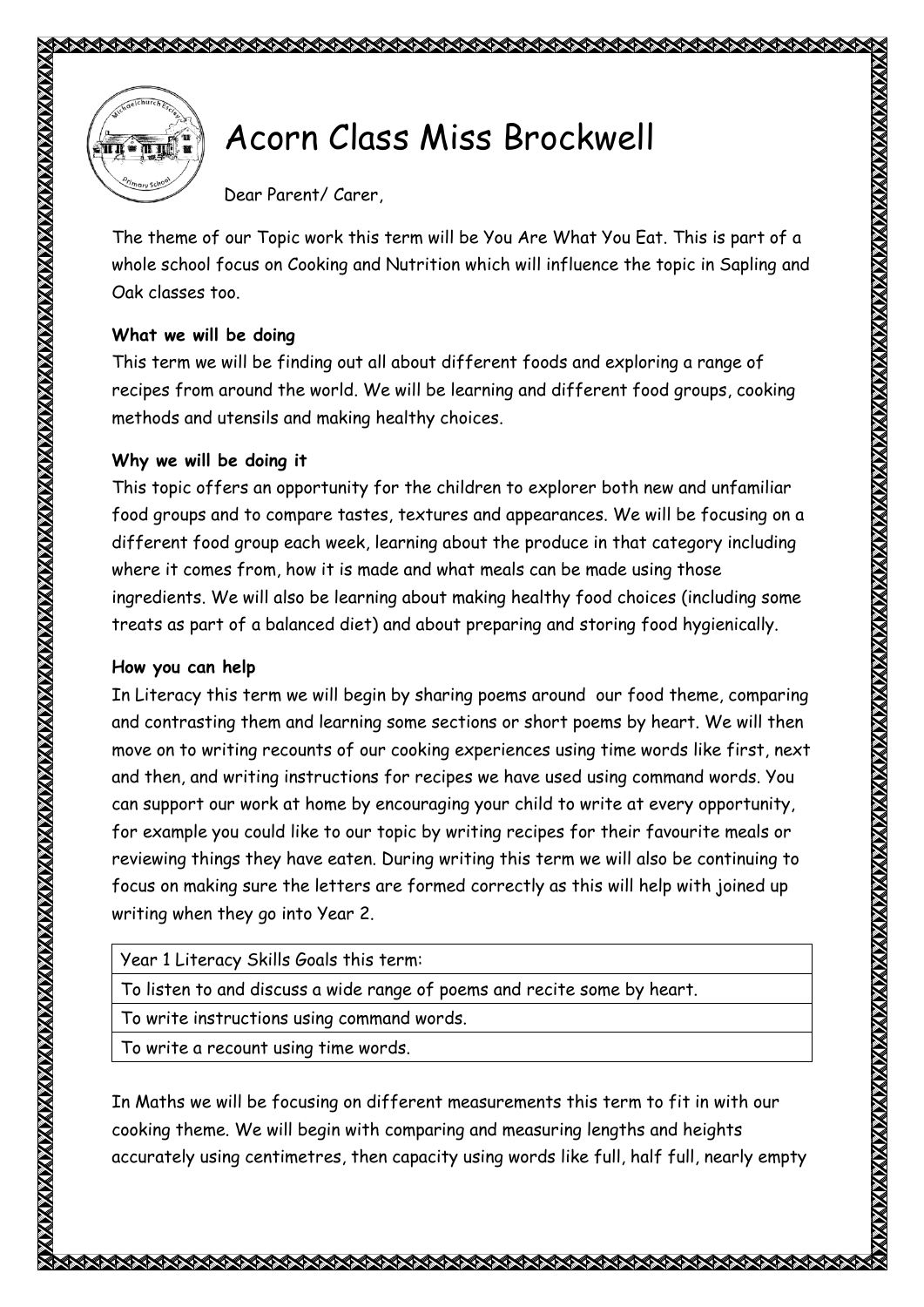# Acorn Class Miss Brockwell

Dear Parent/ Carer,

The theme of our Topic work this term will be You Are What You Eat. This is part of a whole school focus on Cooking and Nutrition which will influence the topic in Sapling and Oak classes too.

**What we will be doing**

This term we will be finding out all about different foods and exploring a range of recipes from around the world. We will be learning and different food groups, cooking methods and utensils and making healthy choices.

**Why we will be doing it**

This topic offers an opportunity for the children to explorer both new and unfamiliar food groups and to compare tastes, textures and appearances. We will be focusing on a different food group each week, learning about the produce in that category including where it comes from, how it is made and what meals can be made using those ingredients. We will also be learning about making healthy food choices (including some treats as part of a balanced diet) and about preparing and storing food hygienically.

**How you can help**

In Literacy this term we will begin by sharing poems around our food theme, comparing and contrasting them and learning some sections or short poems by heart. We will then move on to writing recounts of our cooking experiences using time words like first, next and then, and writing instructions for recipes we have used using command words. You can support our work at home by encouraging your child to write at every opportunity, for example you could like to our topic by writing recipes for their favourite meals or reviewing things they have eaten. During writing this term we will also be continuing to focus on making sure the letters are formed correctly as this will help with joined up writing when they go into Year 2.

| Year 1 Literacy Skills Goals this term: |
| --- |
| To listen to and discuss a wide range of poems and recite some by heart. |
| To write instructions using command words. |
| To write a recount using time words. |

In Maths we will be focusing on different measurements this term to fit in with our cooking theme. We will begin with comparing and measuring lengths and heights accurately using centimetres, then capacity using words like full, half full, nearly empty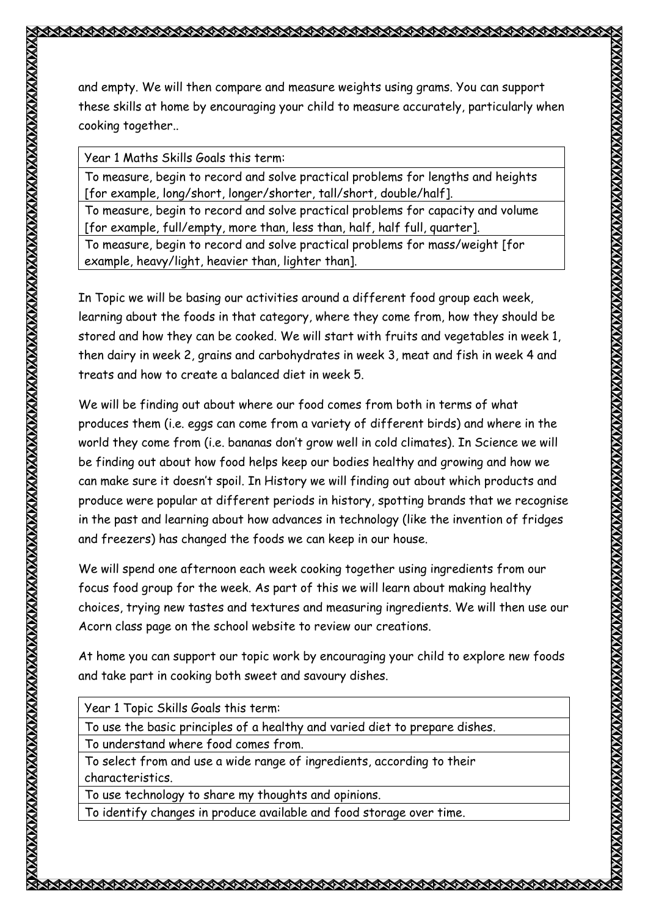and empty. We will then compare and measure weights using grams. You can support these skills at home by encouraging your child to measure accurately, particularly when cooking together..

| Year 1 Maths Skills Goals this term: |
| --- |
| To measure, begin to record and solve practical problems for lengths and heights [for example, long/short, longer/shorter, tall/short, double/half]. |
| To measure, begin to record and solve practical problems for capacity and volume [for example, full/empty, more than, less than, half, half full, quarter]. |
| To measure, begin to record and solve practical problems for mass/weight [for example, heavy/light, heavier than, lighter than]. |

In Topic we will be basing our activities around a different food group each week, learning about the foods in that category, where they come from, how they should be stored and how they can be cooked. We will start with fruits and vegetables in week 1, then dairy in week 2, grains and carbohydrates in week 3, meat and fish in week 4 and treats and how to create a balanced diet in week 5.

We will be finding out about where our food comes from both in terms of what produces them (i.e. eggs can come from a variety of different birds) and where in the world they come from (i.e. bananas don't grow well in cold climates). In Science we will be finding out about how food helps keep our bodies healthy and growing and how we can make sure it doesn't spoil. In History we will finding out about which products and produce were popular at different periods in history, spotting brands that we recognise in the past and learning about how advances in technology (like the invention of fridges and freezers) has changed the foods we can keep in our house.

We will spend one afternoon each week cooking together using ingredients from our focus food group for the week. As part of this we will learn about making healthy choices, trying new tastes and textures and measuring ingredients. We will then use our Acorn class page on the school website to review our creations.

At home you can support our topic work by encouraging your child to explore new foods and take part in cooking both sweet and savoury dishes.

| Year 1 Topic Skills Goals this term: |
| --- |
| To use the basic principles of a healthy and varied diet to prepare dishes. |
| To understand where food comes from. |
| To select from and use a wide range of ingredients, according to their characteristics. |
| To use technology to share my thoughts and opinions. |
| To identify changes in produce available and food storage over time. |